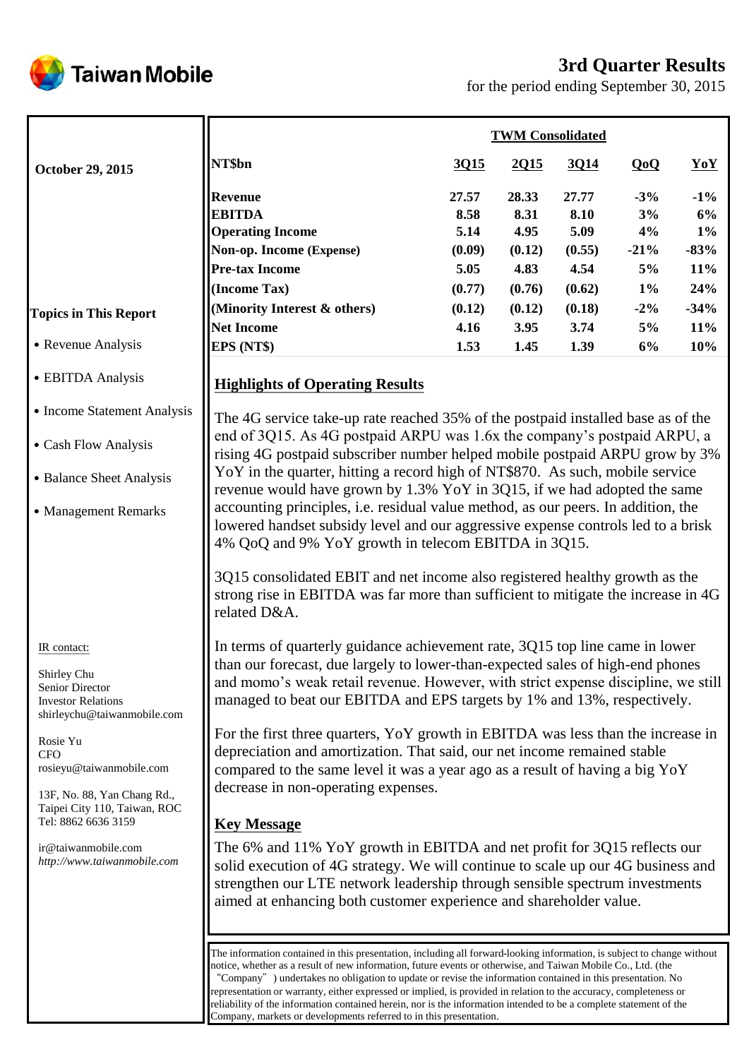Taiwan Mobile

# 3rd Quarter Results

for the period ending September 30, 2015

**October 29, 2015**

| | TWM Consolidated | | | | |
|---|---|---|---|---|---|
| **NT$bn** | **3Q15** | **2Q15** | **3Q14** | **QoQ** | **YoY** |
| **Revenue** | **27.57** | **28.33** | **27.77** | **-3%** | **-1%** |
| **EBITDA** | **8.58** | **8.31** | **8.10** | **3%** | **6%** |
| **Operating Income** | **5.14** | **4.95** | **5.09** | **4%** | **1%** |
| **Non-op. Income (Expense)** | **(0.09)** | **(0.12)** | **(0.55)** | **-21%** | **-83%** |
| **Pre-tax Income** | **5.05** | **4.83** | **4.54** | **5%** | **11%** |
| **(Income Tax)** | **(0.77)** | **(0.76)** | **(0.62)** | **1%** | **24%** |
| **(Minority Interest & others)** | **(0.12)** | **(0.12)** | **(0.18)** | **-2%** | **-34%** |
| **Net Income** | **4.16** | **3.95** | **3.74** | **5%** | **11%** |
| **EPS (NT$)** | **1.53** | **1.45** | **1.39** | **6%** | **10%** |

**Topics in This Report**

- Revenue Analysis
- EBITDA Analysis
- Income Statement Analysis
- Cash Flow Analysis
- Balance Sheet Analysis
- Management Remarks

## Highlights of Operating Results

The 4G service take-up rate reached 35% of the postpaid installed base as of the end of 3Q15. As 4G postpaid ARPU was 1.6x the company's postpaid ARPU, a rising 4G postpaid subscriber number helped mobile postpaid ARPU grow by 3% YoY in the quarter, hitting a record high of NT$870. As such, mobile service revenue would have grown by 1.3% YoY in 3Q15, if we had adopted the same accounting principles, i.e. residual value method, as our peers. In addition, the lowered handset subsidy level and our aggressive expense controls led to a brisk 4% QoQ and 9% YoY growth in telecom EBITDA in 3Q15.

3Q15 consolidated EBIT and net income also registered healthy growth as the strong rise in EBITDA was far more than sufficient to mitigate the increase in 4G related D&A.

In terms of quarterly guidance achievement rate, 3Q15 top line came in lower than our forecast, due largely to lower-than-expected sales of high-end phones and momo's weak retail revenue. However, with strict expense discipline, we still managed to beat our EBITDA and EPS targets by 1% and 13%, respectively.

For the first three quarters, YoY growth in EBITDA was less than the increase in depreciation and amortization. That said, our net income remained stable compared to the same level it was a year ago as a result of having a big YoY decrease in non-operating expenses.

## Key Message

The 6% and 11% YoY growth in EBITDA and net profit for 3Q15 reflects our solid execution of 4G strategy. We will continue to scale up our 4G business and strengthen our LTE network leadership through sensible spectrum investments aimed at enhancing both customer experience and shareholder value.

IR contact:

Shirley Chu
Senior Director
Investor Relations
shirleychu@taiwanmobile.com

Rosie Yu
CFO
rosieyu@taiwanmobile.com

13F, No. 88, Yan Chang Rd.,
Taipei City 110, Taiwan, ROC
Tel: 8862 6636 3159

ir@taiwanmobile.com
*http://www.taiwanmobile.com*

The information contained in this presentation, including all forward-looking information, is subject to change without notice, whether as a result of new information, future events or otherwise, and Taiwan Mobile Co., Ltd. (the "Company") undertakes no obligation to update or revise the information contained in this presentation. No representation or warranty, either expressed or implied, is provided in relation to the accuracy, completeness or reliability of the information contained herein, nor is the information intended to be a complete statement of the Company, markets or developments referred to in this presentation.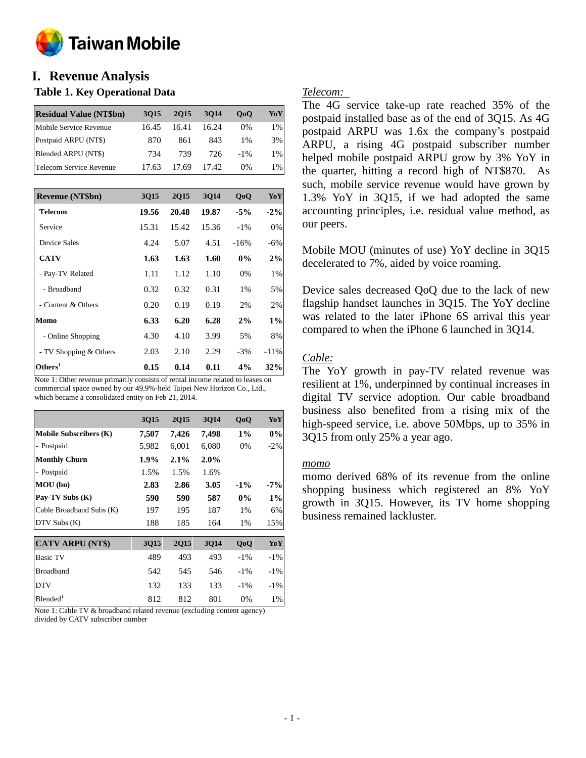## I. Revenue Analysis

### Table 1. Key Operational Data

| Residual Value (NT$bn) | 3Q15 | 2Q15 | 3Q14 | QoQ | YoY |
|---|---|---|---|---|---|
| Mobile Service Revenue | 16.45 | 16.41 | 16.24 | 0% | 1% |
| Postpaid ARPU (NT$) | 870 | 861 | 843 | 1% | 3% |
| Blended ARPU (NT$) | 734 | 739 | 726 | -1% | 1% |
| Telecom Service Revenue | 17.63 | 17.69 | 17.42 | 0% | 1% |

| Revenue (NT$bn) | 3Q15 | 2Q15 | 3Q14 | QoQ | YoY |
|---|---|---|---|---|---|
| **Telecom** | **19.56** | **20.48** | **19.87** | **-5%** | **-2%** |
| Service | 15.31 | 15.42 | 15.36 | -1% | 0% |
| Device Sales | 4.24 | 5.07 | 4.51 | -16% | -6% |
| **CATV** | **1.63** | **1.63** | **1.60** | **0%** | **2%** |
| - Pay-TV Related | 1.11 | 1.12 | 1.10 | 0% | 1% |
| - Broadband | 0.32 | 0.32 | 0.31 | 1% | 5% |
| - Content & Others | 0.20 | 0.19 | 0.19 | 2% | 2% |
| **Momo** | **6.33** | **6.20** | **6.28** | **2%** | **1%** |
| - Online Shopping | 4.30 | 4.10 | 3.99 | 5% | 8% |
| - TV Shopping & Others | 2.03 | 2.10 | 2.29 | -3% | -11% |
| **Others[1]** | **0.15** | **0.14** | **0.11** | **4%** | **32%** |

Note 1: Other revenue primarily consists of rental income related to leases on commercial space owned by our 49.9%-held Taipei New Horizon Co., Ltd., which became a consolidated entity on Feb 21, 2014.

| | 3Q15 | 2Q15 | 3Q14 | QoQ | YoY |
|---|---|---|---|---|---|
| **Mobile Subscribers (K)** | **7,507** | **7,426** | **7,498** | **1%** | **0%** |
| - Postpaid | 5,982 | 6,001 | 6,080 | 0% | -2% |
| **Monthly Churn** | **1.9%** | **2.1%** | **2.0%** | | |
| - Postpaid | 1.5% | 1.5% | 1.6% | | |
| **MOU (bn)** | **2.83** | **2.86** | **3.05** | **-1%** | **-7%** |
| **Pay-TV Subs (K)** | **590** | **590** | **587** | **0%** | **1%** |
| Cable Broadband Subs (K) | 197 | 195 | 187 | 1% | 6% |
| DTV Subs (K) | 188 | 185 | 164 | 1% | 15% |

| CATV ARPU (NT$) | 3Q15 | 2Q15 | 3Q14 | QoQ | YoY |
|---|---|---|---|---|---|
| Basic TV | 489 | 493 | 493 | -1% | -1% |
| Broadband | 542 | 545 | 546 | -1% | -1% |
| DTV | 132 | 133 | 133 | -1% | -1% |
| Blended[1] | 812 | 812 | 801 | 0% | 1% |

Note 1: Cable TV & broadband related revenue (excluding content agency) divided by CATV subscriber number

*Telecom:*

The 4G service take-up rate reached 35% of the postpaid installed base as of the end of 3Q15. As 4G postpaid ARPU was 1.6x the company's postpaid ARPU, a rising 4G postpaid subscriber number helped mobile postpaid ARPU grow by 3% YoY in the quarter, hitting a record high of NT$870. As such, mobile service revenue would have grown by 1.3% YoY in 3Q15, if we had adopted the same accounting principles, i.e. residual value method, as our peers.

Mobile MOU (minutes of use) YoY decline in 3Q15 decelerated to 7%, aided by voice roaming.

Device sales decreased QoQ due to the lack of new flagship handset launches in 3Q15. The YoY decline was related to the later iPhone 6S arrival this year compared to when the iPhone 6 launched in 3Q14.

*Cable:*

The YoY growth in pay-TV related revenue was resilient at 1%, underpinned by continual increases in digital TV service adoption. Our cable broadband business also benefited from a rising mix of the high-speed service, i.e. above 50Mbps, up to 35% in 3Q15 from only 25% a year ago.

*momo*

momo derived 68% of its revenue from the online shopping business which registered an 8% YoY growth in 3Q15. However, its TV home shopping business remained lackluster.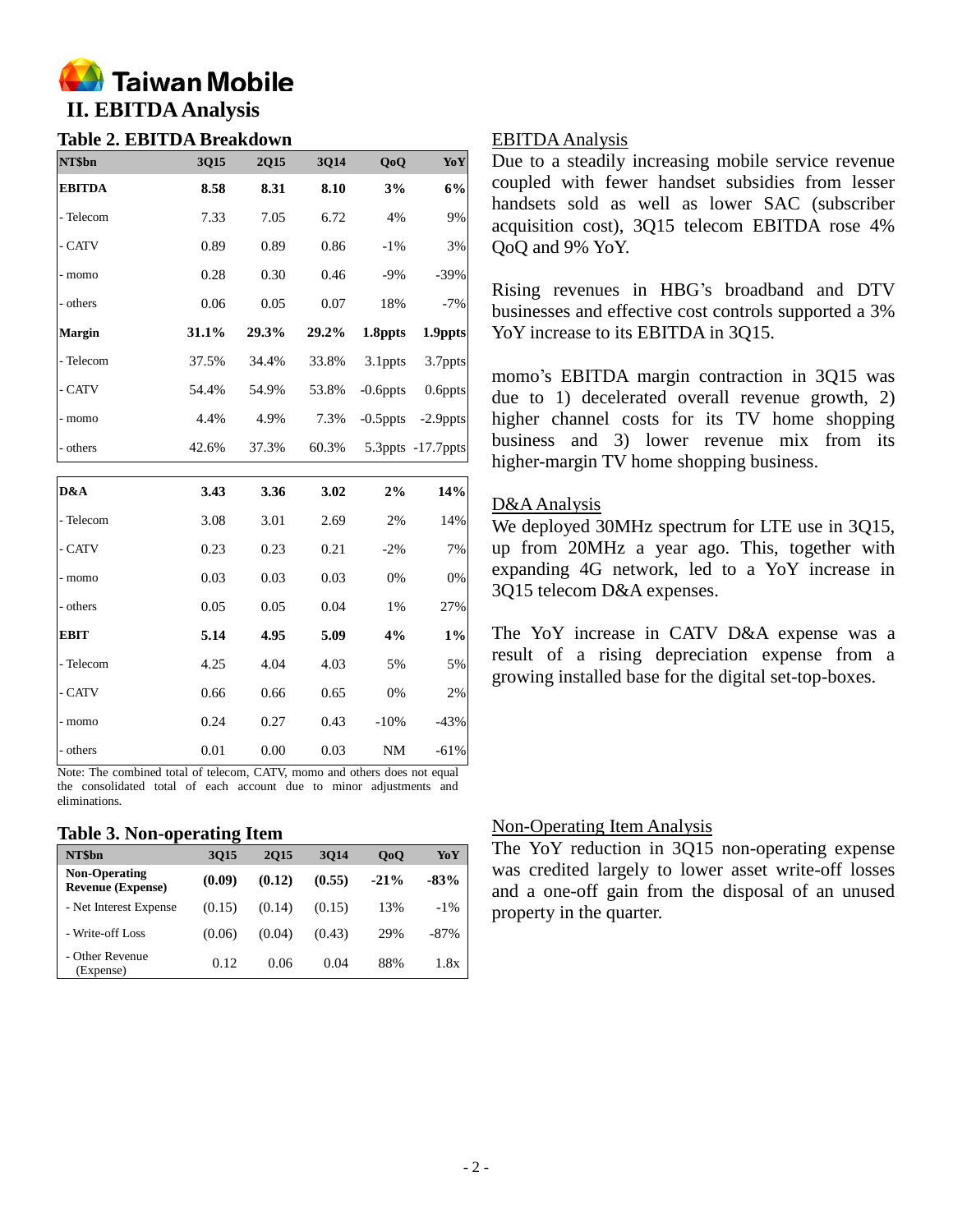# II. EBITDA Analysis

### Table 2. EBITDA Breakdown

| NT$bn | 3Q15 | 2Q15 | 3Q14 | QoQ | YoY |
|---|---|---|---|---|---|
| **EBITDA** | **8.58** | **8.31** | **8.10** | **3%** | **6%** |
| - Telecom | 7.33 | 7.05 | 6.72 | 4% | 9% |
| - CATV | 0.89 | 0.89 | 0.86 | -1% | 3% |
| - momo | 0.28 | 0.30 | 0.46 | -9% | -39% |
| - others | 0.06 | 0.05 | 0.07 | 18% | -7% |
| **Margin** | **31.1%** | **29.3%** | **29.2%** | **1.8ppts** | **1.9ppts** |
| - Telecom | 37.5% | 34.4% | 33.8% | 3.1ppts | 3.7ppts |
| - CATV | 54.4% | 54.9% | 53.8% | -0.6ppts | 0.6ppts |
| - momo | 4.4% | 4.9% | 7.3% | -0.5ppts | -2.9ppts |
| - others | 42.6% | 37.3% | 60.3% | 5.3ppts | -17.7ppts |
| **D&A** | **3.43** | **3.36** | **3.02** | **2%** | **14%** |
| - Telecom | 3.08 | 3.01 | 2.69 | 2% | 14% |
| - CATV | 0.23 | 0.23 | 0.21 | -2% | 7% |
| - momo | 0.03 | 0.03 | 0.03 | 0% | 0% |
| - others | 0.05 | 0.05 | 0.04 | 1% | 27% |
| **EBIT** | **5.14** | **4.95** | **5.09** | **4%** | **1%** |
| - Telecom | 4.25 | 4.04 | 4.03 | 5% | 5% |
| - CATV | 0.66 | 0.66 | 0.65 | 0% | 2% |
| - momo | 0.24 | 0.27 | 0.43 | -10% | -43% |
| - others | 0.01 | 0.00 | 0.03 | NM | -61% |

Note: The combined total of telecom, CATV, momo and others does not equal the consolidated total of each account due to minor adjustments and eliminations.

<u>EBITDA Analysis</u>

Due to a steadily increasing mobile service revenue coupled with fewer handset subsidies from lesser handsets sold as well as lower SAC (subscriber acquisition cost), 3Q15 telecom EBITDA rose 4% QoQ and 9% YoY.

Rising revenues in HBG's broadband and DTV businesses and effective cost controls supported a 3% YoY increase to its EBITDA in 3Q15.

momo's EBITDA margin contraction in 3Q15 was due to 1) decelerated overall revenue growth, 2) higher channel costs for its TV home shopping business and 3) lower revenue mix from its higher-margin TV home shopping business.

<u>D&A Analysis</u>

We deployed 30MHz spectrum for LTE use in 3Q15, up from 20MHz a year ago. This, together with expanding 4G network, led to a YoY increase in 3Q15 telecom D&A expenses.

The YoY increase in CATV D&A expense was a result of a rising depreciation expense from a growing installed base for the digital set-top-boxes.

### Table 3. Non-operating Item

| NT$bn | 3Q15 | 2Q15 | 3Q14 | QoQ | YoY |
|---|---|---|---|---|---|
| **Non-Operating Revenue (Expense)** | **(0.09)** | **(0.12)** | **(0.55)** | **-21%** | **-83%** |
| - Net Interest Expense | (0.15) | (0.14) | (0.15) | 13% | -1% |
| - Write-off Loss | (0.06) | (0.04) | (0.43) | 29% | -87% |
| - Other Revenue (Expense) | 0.12 | 0.06 | 0.04 | 88% | 1.8x |

<u>Non-Operating Item Analysis</u>

The YoY reduction in 3Q15 non-operating expense was credited largely to lower asset write-off losses and a one-off gain from the disposal of an unused property in the quarter.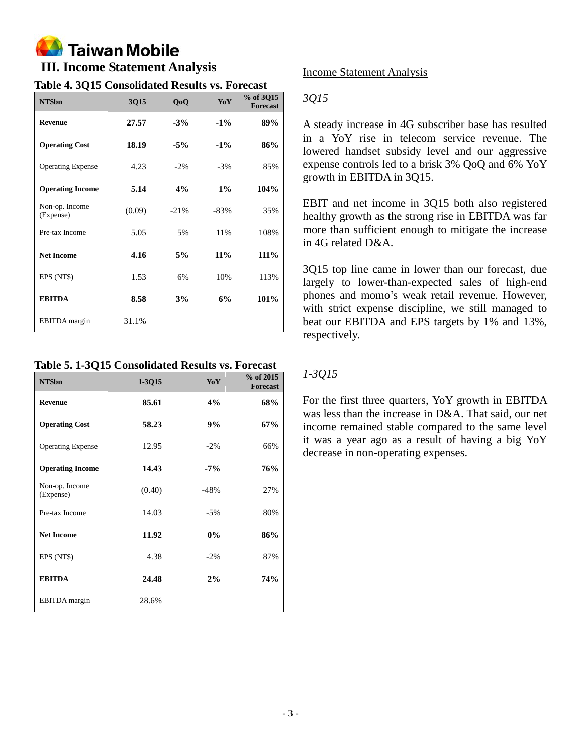## III. Income Statement Analysis

**Table 4. 3Q15 Consolidated Results vs. Forecast**

| NT$bn | 3Q15 | QoQ | YoY | % of 3Q15 Forecast |
|---|---|---|---|---|
| **Revenue** | **27.57** | **-3%** | **-1%** | **89%** |
| **Operating Cost** | **18.19** | **-5%** | **-1%** | **86%** |
| Operating Expense | 4.23 | -2% | -3% | 85% |
| **Operating Income** | **5.14** | **4%** | **1%** | **104%** |
| Non-op. Income (Expense) | (0.09) | -21% | -83% | 35% |
| Pre-tax Income | 5.05 | 5% | 11% | 108% |
| **Net Income** | **4.16** | **5%** | **11%** | **111%** |
| EPS (NT$) | 1.53 | 6% | 10% | 113% |
| **EBITDA** | **8.58** | **3%** | **6%** | **101%** |
| EBITDA margin | 31.1% | | | |

**Table 5. 1-3Q15 Consolidated Results vs. Forecast**

| NT$bn | 1-3Q15 | YoY | % of 2015 Forecast |
|---|---|---|---|
| **Revenue** | **85.61** | **4%** | **68%** |
| **Operating Cost** | **58.23** | **9%** | **67%** |
| Operating Expense | 12.95 | -2% | 66% |
| **Operating Income** | **14.43** | **-7%** | **76%** |
| Non-op. Income (Expense) | (0.40) | -48% | 27% |
| Pre-tax Income | 14.03 | -5% | 80% |
| **Net Income** | **11.92** | **0%** | **86%** |
| EPS (NT$) | 4.38 | -2% | 87% |
| **EBITDA** | **24.48** | **2%** | **74%** |
| EBITDA margin | 28.6% | | |

Income Statement Analysis

*3Q15*

A steady increase in 4G subscriber base has resulted in a YoY rise in telecom service revenue. The lowered handset subsidy level and our aggressive expense controls led to a brisk 3% QoQ and 6% YoY growth in EBITDA in 3Q15.

EBIT and net income in 3Q15 both also registered healthy growth as the strong rise in EBITDA was far more than sufficient enough to mitigate the increase in 4G related D&A.

3Q15 top line came in lower than our forecast, due largely to lower-than-expected sales of high-end phones and momo's weak retail revenue. However, with strict expense discipline, we still managed to beat our EBITDA and EPS targets by 1% and 13%, respectively.

*1-3Q15*

For the first three quarters, YoY growth in EBITDA was less than the increase in D&A. That said, our net income remained stable compared to the same level it was a year ago as a result of having a big YoY decrease in non-operating expenses.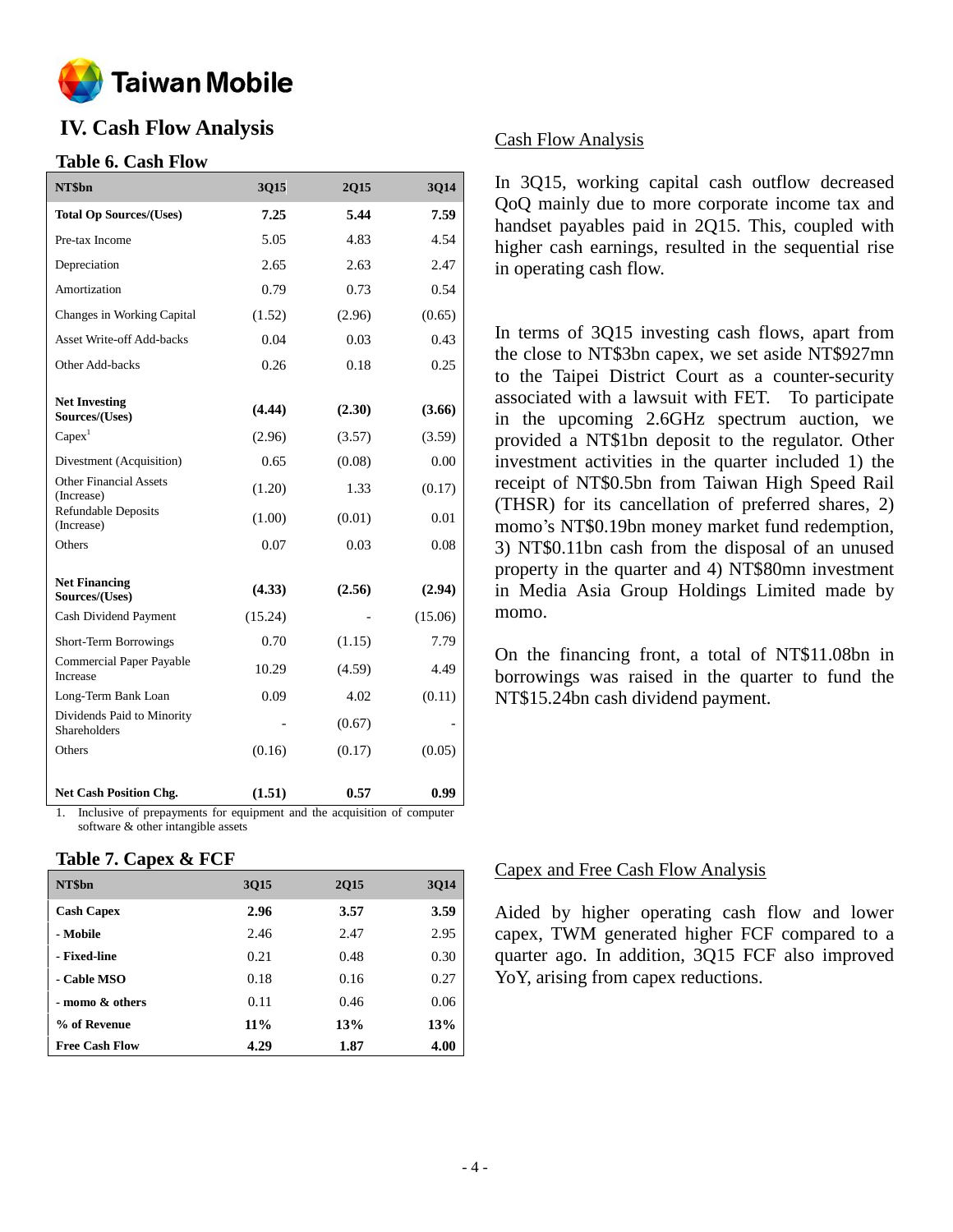# IV. Cash Flow Analysis

## Table 6. Cash Flow

| NT$bn | 3Q15 | 2Q15 | 3Q14 |
|---|---|---|---|
| **Total Op Sources/(Uses)** | **7.25** | **5.44** | **7.59** |
| Pre-tax Income | 5.05 | 4.83 | 4.54 |
| Depreciation | 2.65 | 2.63 | 2.47 |
| Amortization | 0.79 | 0.73 | 0.54 |
| Changes in Working Capital | (1.52) | (2.96) | (0.65) |
| Asset Write-off Add-backs | 0.04 | 0.03 | 0.43 |
| Other Add-backs | 0.26 | 0.18 | 0.25 |
| **Net Investing Sources/(Uses)** | **(4.44)** | **(2.30)** | **(3.66)** |
| Capex[1] | (2.96) | (3.57) | (3.59) |
| Divestment (Acquisition) | 0.65 | (0.08) | 0.00 |
| Other Financial Assets (Increase) | (1.20) | 1.33 | (0.17) |
| Refundable Deposits (Increase) | (1.00) | (0.01) | 0.01 |
| Others | 0.07 | 0.03 | 0.08 |
| **Net Financing Sources/(Uses)** | **(4.33)** | **(2.56)** | **(2.94)** |
| Cash Dividend Payment | (15.24) | - | (15.06) |
| Short-Term Borrowings | 0.70 | (1.15) | 7.79 |
| Commercial Paper Payable Increase | 10.29 | (4.59) | 4.49 |
| Long-Term Bank Loan | 0.09 | 4.02 | (0.11) |
| Dividends Paid to Minority Shareholders | - | (0.67) | - |
| Others | (0.16) | (0.17) | (0.05) |
| **Net Cash Position Chg.** | **(1.51)** | **0.57** | **0.99** |

1. Inclusive of prepayments for equipment and the acquisition of computer software & other intangible assets

## Cash Flow Analysis

In 3Q15, working capital cash outflow decreased QoQ mainly due to more corporate income tax and handset payables paid in 2Q15. This, coupled with higher cash earnings, resulted in the sequential rise in operating cash flow.

In terms of 3Q15 investing cash flows, apart from the close to NT$3bn capex, we set aside NT$927mn to the Taipei District Court as a counter-security associated with a lawsuit with FET. To participate in the upcoming 2.6GHz spectrum auction, we provided a NT$1bn deposit to the regulator. Other investment activities in the quarter included 1) the receipt of NT$0.5bn from Taiwan High Speed Rail (THSR) for its cancellation of preferred shares, 2) momo's NT$0.19bn money market fund redemption, 3) NT$0.11bn cash from the disposal of an unused property in the quarter and 4) NT$80mn investment in Media Asia Group Holdings Limited made by momo.

On the financing front, a total of NT$11.08bn in borrowings was raised in the quarter to fund the NT$15.24bn cash dividend payment.

## Table 7. Capex & FCF

| NT$bn | 3Q15 | 2Q15 | 3Q14 |
|---|---|---|---|
| **Cash Capex** | **2.96** | **3.57** | **3.59** |
| **- Mobile** | 2.46 | 2.47 | 2.95 |
| **- Fixed-line** | 0.21 | 0.48 | 0.30 |
| **- Cable MSO** | 0.18 | 0.16 | 0.27 |
| **- momo & others** | 0.11 | 0.46 | 0.06 |
| **% of Revenue** | **11%** | **13%** | **13%** |
| **Free Cash Flow** | **4.29** | **1.87** | **4.00** |

## Capex and Free Cash Flow Analysis

Aided by higher operating cash flow and lower capex, TWM generated higher FCF compared to a quarter ago. In addition, 3Q15 FCF also improved YoY, arising from capex reductions.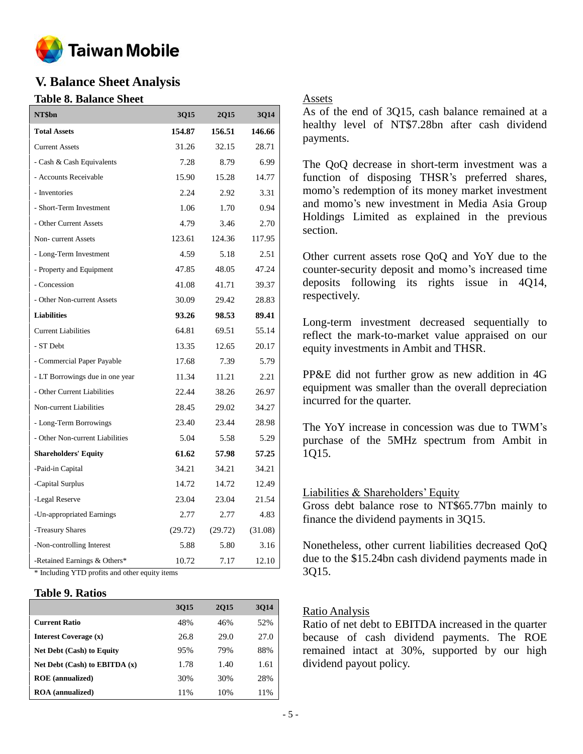# V. Balance Sheet Analysis

## Table 8. Balance Sheet

| NT$bn | 3Q15 | 2Q15 | 3Q14 |
|---|---|---|---|
| **Total Assets** | **154.87** | **156.51** | **146.66** |
| Current Assets | 31.26 | 32.15 | 28.71 |
| - Cash & Cash Equivalents | 7.28 | 8.79 | 6.99 |
| - Accounts Receivable | 15.90 | 15.28 | 14.77 |
| - Inventories | 2.24 | 2.92 | 3.31 |
| - Short-Term Investment | 1.06 | 1.70 | 0.94 |
| - Other Current Assets | 4.79 | 3.46 | 2.70 |
| Non- current Assets | 123.61 | 124.36 | 117.95 |
| - Long-Term Investment | 4.59 | 5.18 | 2.51 |
| - Property and Equipment | 47.85 | 48.05 | 47.24 |
| - Concession | 41.08 | 41.71 | 39.37 |
| - Other Non-current Assets | 30.09 | 29.42 | 28.83 |
| **Liabilities** | **93.26** | **98.53** | **89.41** |
| Current Liabilities | 64.81 | 69.51 | 55.14 |
| - ST Debt | 13.35 | 12.65 | 20.17 |
| - Commercial Paper Payable | 17.68 | 7.39 | 5.79 |
| - LT Borrowings due in one year | 11.34 | 11.21 | 2.21 |
| - Other Current Liabilities | 22.44 | 38.26 | 26.97 |
| Non-current Liabilities | 28.45 | 29.02 | 34.27 |
| - Long-Term Borrowings | 23.40 | 23.44 | 28.98 |
| - Other Non-current Liabilities | 5.04 | 5.58 | 5.29 |
| **Shareholders' Equity** | **61.62** | **57.98** | **57.25** |
| -Paid-in Capital | 34.21 | 34.21 | 34.21 |
| -Capital Surplus | 14.72 | 14.72 | 12.49 |
| -Legal Reserve | 23.04 | 23.04 | 21.54 |
| -Un-appropriated Earnings | 2.77 | 2.77 | 4.83 |
| -Treasury Shares | (29.72) | (29.72) | (31.08) |
| -Non-controlling Interest | 5.88 | 5.80 | 3.16 |
| -Retained Earnings & Others* | 10.72 | 7.17 | 12.10 |

* Including YTD profits and other equity items

## Table 9. Ratios

| | 3Q15 | 2Q15 | 3Q14 |
|---|---|---|---|
| **Current Ratio** | 48% | 46% | 52% |
| **Interest Coverage (x)** | 26.8 | 29.0 | 27.0 |
| **Net Debt (Cash) to Equity** | 95% | 79% | 88% |
| **Net Debt (Cash) to EBITDA (x)** | 1.78 | 1.40 | 1.61 |
| **ROE (annualized)** | 30% | 30% | 28% |
| **ROA (annualized)** | 11% | 10% | 11% |

<u>Assets</u>

As of the end of 3Q15, cash balance remained at a healthy level of NT$7.28bn after cash dividend payments.

The QoQ decrease in short-term investment was a function of disposing THSR's preferred shares, momo's redemption of its money market investment and momo's new investment in Media Asia Group Holdings Limited as explained in the previous section.

Other current assets rose QoQ and YoY due to the counter-security deposit and momo's increased time deposits following its rights issue in 4Q14, respectively.

Long-term investment decreased sequentially to reflect the mark-to-market value appraised on our equity investments in Ambit and THSR.

PP&E did not further grow as new addition in 4G equipment was smaller than the overall depreciation incurred for the quarter.

The YoY increase in concession was due to TWM's purchase of the 5MHz spectrum from Ambit in 1Q15.

<u>Liabilities & Shareholders' Equity</u>

Gross debt balance rose to NT$65.77bn mainly to finance the dividend payments in 3Q15.

Nonetheless, other current liabilities decreased QoQ due to the $15.24bn cash dividend payments made in 3Q15.

<u>Ratio Analysis</u>

Ratio of net debt to EBITDA increased in the quarter because of cash dividend payments. The ROE remained intact at 30%, supported by our high dividend payout policy.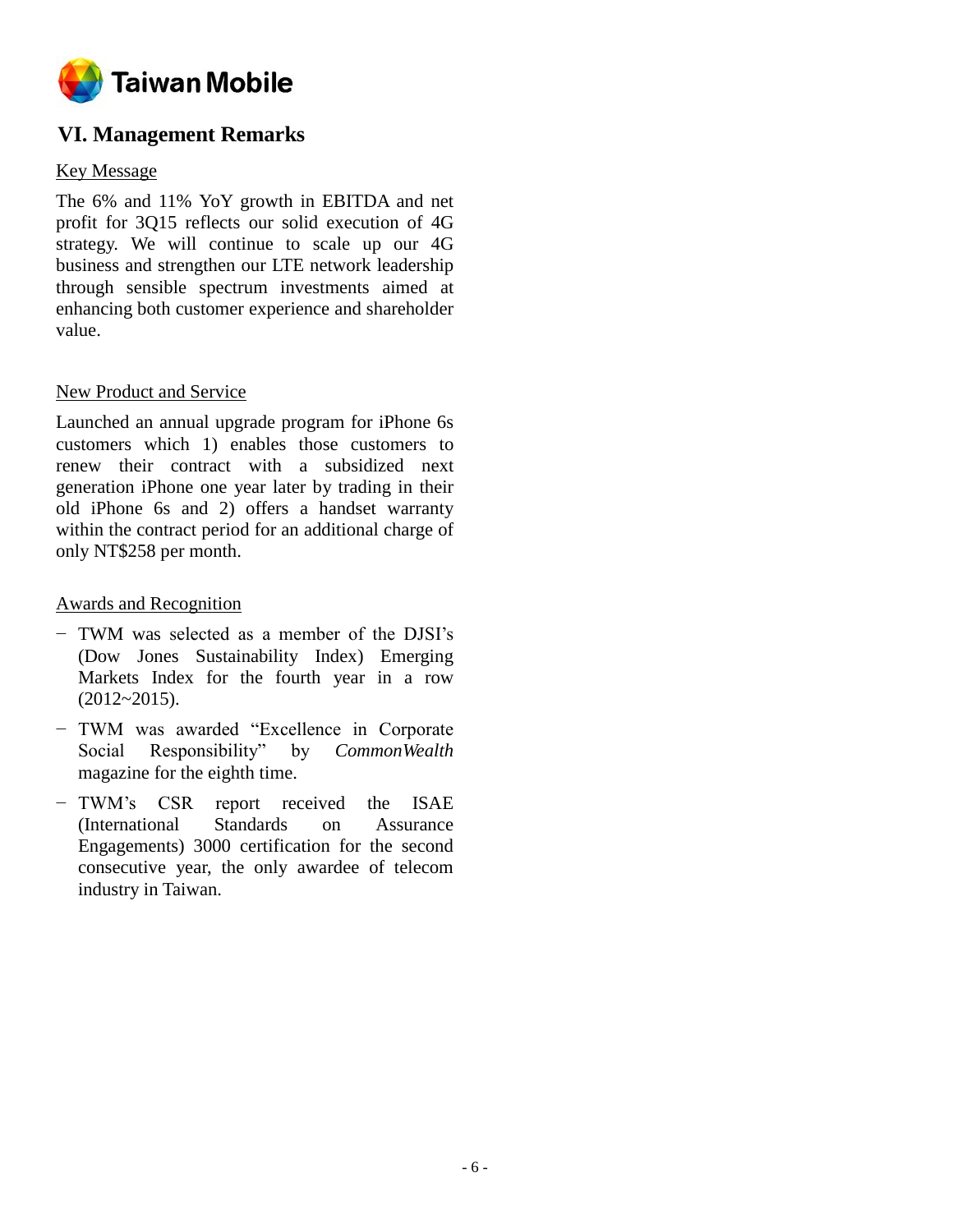## VI. Management Remarks

Key Message

The 6% and 11% YoY growth in EBITDA and net profit for 3Q15 reflects our solid execution of 4G strategy. We will continue to scale up our 4G business and strengthen our LTE network leadership through sensible spectrum investments aimed at enhancing both customer experience and shareholder value.

New Product and Service

Launched an annual upgrade program for iPhone 6s customers which 1) enables those customers to renew their contract with a subsidized next generation iPhone one year later by trading in their old iPhone 6s and 2) offers a handset warranty within the contract period for an additional charge of only NT$258 per month.

Awards and Recognition

- TWM was selected as a member of the DJSI's (Dow Jones Sustainability Index) Emerging Markets Index for the fourth year in a row (2012~2015).
- TWM was awarded "Excellence in Corporate Social Responsibility" by *CommonWealth* magazine for the eighth time.
- TWM's CSR report received the ISAE (International Standards on Assurance Engagements) 3000 certification for the second consecutive year, the only awardee of telecom industry in Taiwan.